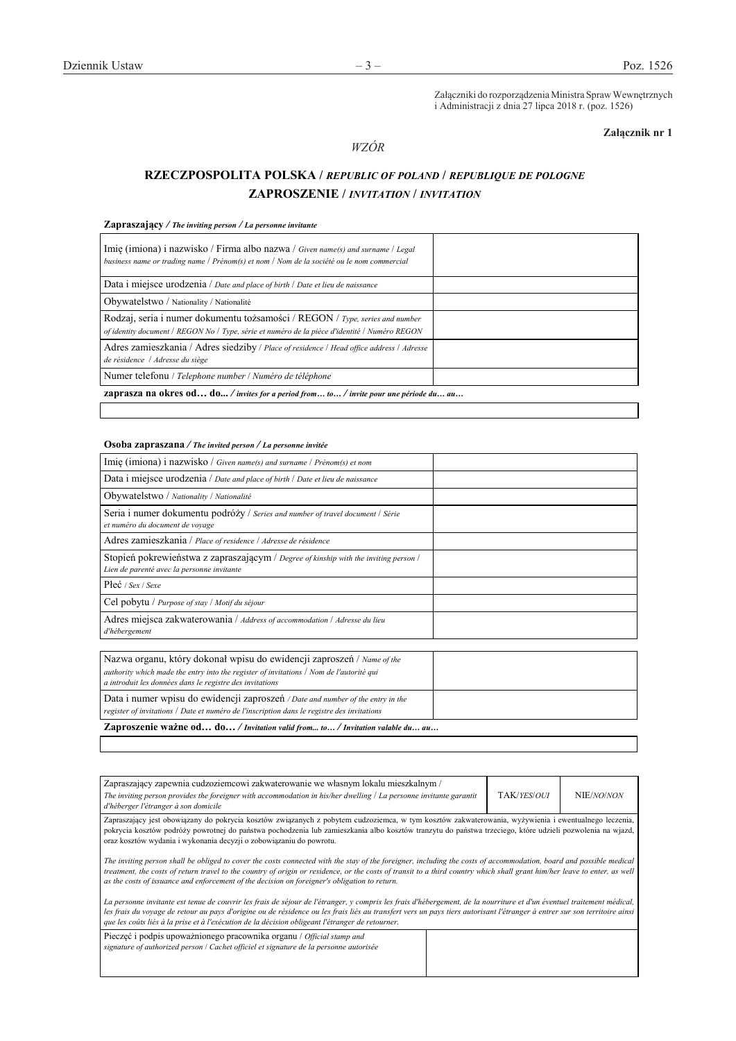Załączniki do rozporządzenia Ministra Spraw Wewnętrznych i Administracji z dnia 27 lipca 2018 r. (poz. 1526)

**Załącznik nr 1**

*WZÓR*

## RZECZPOSPOLITA POLSKA / *REPUBLIC OF POLAND* / *REPUBLIQUE DE POLOGNE*
## ZAPROSZENIE / *INVITATION* / *INVITATION*

**Zapraszający** */ The inviting person / La personne invitante*

| | |
|---|---|
| Imię (imiona) i nazwisko / Firma albo nazwa / *Given name(s) and surname* / *Legal business name or trading name* / *Prénom(s) et nom* / *Nom de la société ou le nom commercial* | |
| Data i miejsce urodzenia / *Date and place of birth* / *Date et lieu de naissance* | |
| Obywatelstwo / Nationality / Nationalité | |
| Rodzaj, seria i numer dokumentu tożsamości / REGON / *Type, series and number of identity document* / *REGON No* / *Type, série et numéro de la pièce d'identité* / *Numéro REGON* | |
| Adres zamieszkania / Adres siedziby / *Place of residence* / *Head office address* / *Adresse de résidence* / *Adresse du siège* | |
| Numer telefonu / *Telephone number* / *Numéro de téléphone* | |

**zaprasza na okres od… do...** */ invites for a period from… to… / invite pour une période du… au…*

| |
|---|
| |

**Osoba zapraszana** */ The invited person / La personne invitée*

| | |
|---|---|
| Imię (imiona) i nazwisko / *Given name(s) and surname* / *Prénom(s) et nom* | |
| Data i miejsce urodzenia / *Date and place of birth* / *Date et lieu de naissance* | |
| Obywatelstwo / *Nationality* / *Nationalité* | |
| Seria i numer dokumentu podróży / *Series and number of travel document* / *Série et numéro du document de voyage* | |
| Adres zamieszkania / *Place of residence* / *Adresse de résidence* | |
| Stopień pokrewieństwa z zapraszającym / *Degree of kinship with the inviting person* / *Lien de parenté avec la personne invitante* | |
| Płeć / *Sex* / *Sexe* | |
| Cel pobytu / *Purpose of stay* / *Motif du séjour* | |
| Adres miejsca zakwaterowania / *Address of accommodation* / *Adresse du lieu d'hébergement* | |

| | |
|---|---|
| Nazwa organu, który dokonał wpisu do ewidencji zaproszeń / *Name of the authority which made the entry into the register of invitations* / *Nom de l'autorité qui a introduit les données dans le registre des invitations* | |
| Data i numer wpisu do ewidencji zaproszeń */ Date and number of the entry in the register of invitations* / *Date et numéro de l'inscription dans le registre des invitations* | |

**Zaproszenie ważne od… do…** */ Invitation valid from... to… / Invitation valable du… au…*

| |
|---|
| |

| | | |
|---|---|---|
| Zapraszający zapewnia cudzoziemcowi zakwaterowanie we własnym lokalu mieszkalnym / *The inviting person provides the foreigner with accommodation in his/her dwelling* / *La personne invitante garantit d'héberger l'étranger à son domicile* | TAK/*YES*/*OUI* | NIE/*NO*/*NON* |

Zapraszający jest obowiązany do pokrycia kosztów związanych z pobytem cudzoziemca, w tym kosztów zakwaterowania, wyżywienia i ewentualnego leczenia, pokrycia kosztów podróży powrotnej do państwa pochodzenia lub zamieszkania albo kosztów tranzytu do państwa trzeciego, które udzieli pozwolenia na wjazd, oraz kosztów wydania i wykonania decyzji o zobowiązaniu do powrotu.

*The inviting person shall be obliged to cover the costs connected with the stay of the foreigner, including the costs of accommodation, board and possible medical treatment, the costs of return travel to the country of origin or residence, or the costs of transit to a third country which shall grant him/her leave to enter, as well as the costs of issuance and enforcement of the decision on foreigner's obligation to return.*

*La personne invitante est tenue de couvrir les frais de séjour de l'étranger, y compris les frais d'hébergement, de la nourriture et d'un éventuel traitement médical, les frais du voyage de retour au pays d'origine ou de résidence ou les frais liés au transfert vers un pays tiers autorisant l'étranger à entrer sur son territoire ainsi que les coûts liés à la prise et à l'exécution de la décision obligeant l'étranger de retourner.*

| | |
|---|---|
| Pieczęć i podpis upoważnionego pracownika organu / *Official stamp and signature of authorized person* / *Cachet officiel et signature de la personne autorisée* | |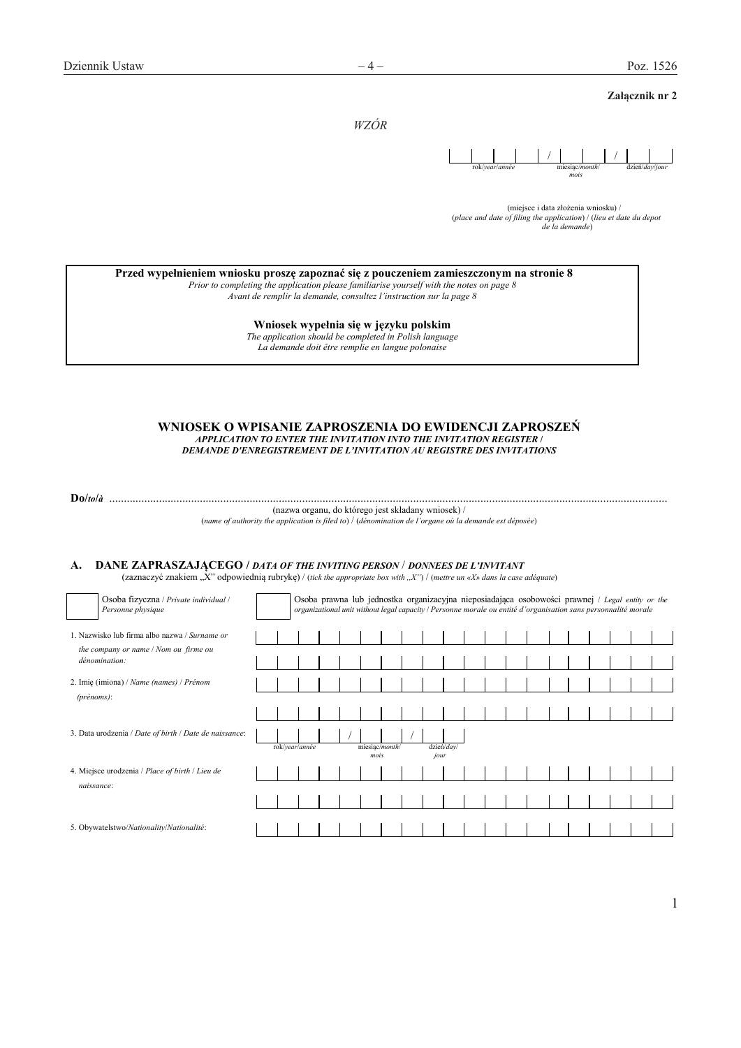**Załącznik nr 2**

*WZÓR*

| | | | | / | | | / | | |
|---|---|---|---|---|---|---|---|---|---|

rok/*year*/*année* miesiąc/*month*/*mois* dzień/*day*/*jour*

(miejsce i data złożenia wniosku) /
(*place and date of filing the application*) / (*lieu et date du depot de la demande*)

> **Przed wypełnieniem wniosku proszę zapoznać się z pouczeniem zamieszczonym na stronie 8**
> *Prior to completing the application please familiarise yourself with the notes on page 8*
> *Avant de remplir la demande, consultez l'instruction sur la page 8*
>
> **Wniosek wypełnia się w języku polskim**
> *The application should be completed in Polish language*
> *La demande doit être remplie en langue polonaise*

## WNIOSEK O WPISANIE ZAPROSZENIA DO EWIDENCJI ZAPROSZEŃ
***APPLICATION TO ENTER THE INVITATION INTO THE INVITATION REGISTER /***
***DEMANDE D'ENREGISTREMENT DE L'INVITATION AU REGISTRE DES INVITATIONS***

**Do/*to*/*à*** ..........................................................................................................................................................................................
(nazwa organu, do którego jest składany wniosek) /
(*name of authority the application is filed to*) / (*dénomination de l'organe où la demande est déposée*)

### A. DANE ZAPRASZAJĄCEGO / *DATA OF THE INVITING PERSON* / *DONNEES DE L'INVITANT*

(zaznaczyć znakiem „X" odpowiednią rubrykę) / (*tick the appropriate box with „X"*) / (*mettre un «X» dans la case adéquate*)

☐ Osoba fizyczna / *Private individual* / *Personne physique*

☐ Osoba prawna lub jednostka organizacyjna nieposiadająca osobowości prawnej / *Legal entity or the organizational unit without legal capacity* / *Personne morale ou entité d'organisation sans personnalité morale*

1. Nazwisko lub firma albo nazwa / *Surname or the company or name* / *Nom ou firme ou dénomination:*

2. Imię (imiona) / *Name (names)* / *Prénom (prénoms)*:

3. Data urodzenia / *Date of birth* / *Date de naissance*: ____ / __ / __ (rok/*year*/*année*, miesiąc/*month*/*mois*, dzień/*day*/*jour*)

4. Miejsce urodzenia / *Place of birth* / *Lieu de naissance*:

5. Obywatelstwo/*Nationality*/*Nationalité*: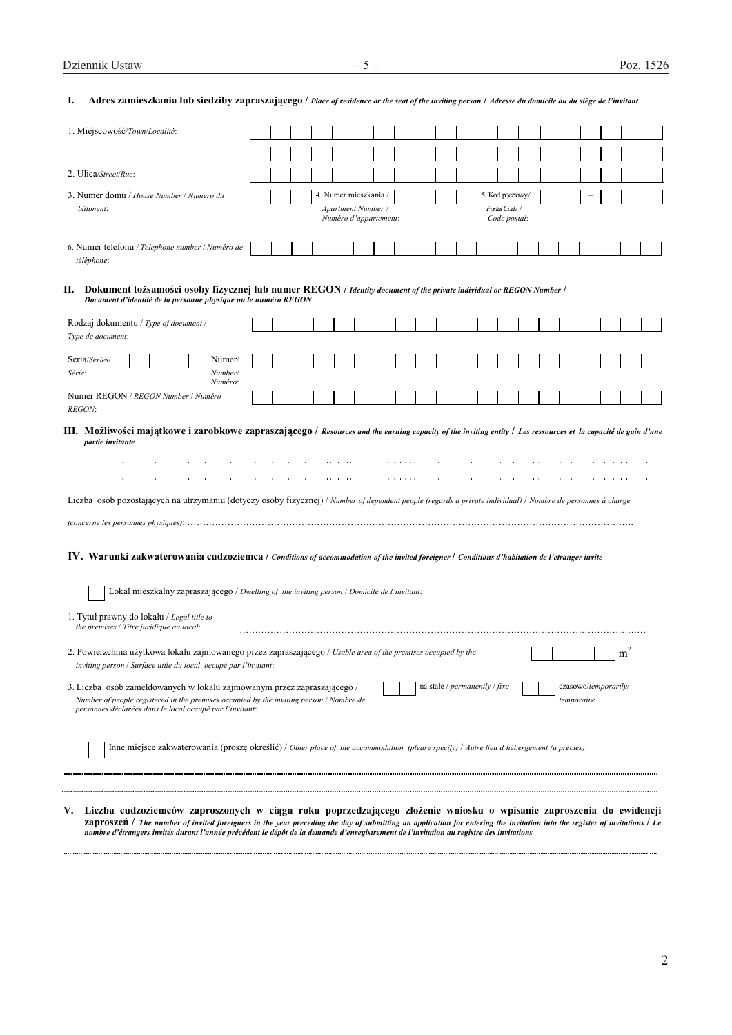## I. Adres zamieszkania lub siedziby zapraszającego / *Place of residence or the seat of the inviting person* / *Adresse du domicile ou du siège de l'invitant*

1. Miejscowość/*Town*/*Localité*:

2. Ulica/*Street*/*Rue*:

3. Numer domu / *House Number* / *Numéro du bâtiment*:

4. Numer mieszkania / *Apartment Number* / *Numéro d'appartement*:

5. Kod pocztowy/ *Postal Code* / *Code postal*: –

6. Numer telefonu / *Telephone number* / *Numéro de téléphone*:

## II. Dokument tożsamości osoby fizycznej lub numer REGON / *Identity document of the private individual or REGON Number* / *Document d'identité de la personne physique ou le numéro REGON*

Rodzaj dokumentu / *Type of document* / *Type de document*:

Seria/*Series*/ *Série*:

Numer/ *Number*/ *Numéro*:

Numer REGON / *REGON Number* / *Numéro REGON*:

## III. Możliwości majątkowe i zarobkowe zapraszającego / *Resources and the earning capacity of the inviting entity* / *Les ressources et la capacité de gain d'une partie invitante*

Liczba osób pozostających na utrzymaniu (dotyczy osoby fizycznej) / *Number of dependent people (regards a private individual)* / *Nombre de personnes à charge (concerne les personnes physiques)*: ……………………………………………………………………………………………………………………………….

## IV. Warunki zakwaterowania cudzoziemca / *Conditions of accommodation of the invited foreigner* / *Conditions d'habitation de l'etranger invite*

☐ Lokal mieszkalny zapraszającego / *Dwelling of the inviting person* / *Domicile de l'invitant*:

1. Tytuł prawny do lokalu / *Legal title to the premises* / *Titre juridique au local*: ……………………………………………………………………………………………………………………

2. Powierzchnia użytkowa lokalu zajmowanego przez zapraszającego / *Usable area of the premises occupied by the inviting person* / *Surface utile du local occupé par l'invitant*: $m^2$

3. Liczba osób zameldowanych w lokalu zajmowanym przez zapraszającego / *Number of people registered in the premises occupied by the inviting person* / *Nombre de personnes déclarées dans le local occupé par l'invitant*: na stałe / *permanently* / *fixe* czasowo/*temporarily*/ *temporaire*

☐ Inne miejsce zakwaterowania (proszę określić) / *Other place of the accommodation (please specify)* / *Autre lieu d'hébergement (a précies)*:

……………………………………………………………………………………………………………………………………………………

……………………………………………………………………………………………………………………………………………………

## V. Liczba cudzoziemców zaproszonych w ciągu roku poprzedzającego złożenie wniosku o wpisanie zaproszenia do ewidencji zaproszeń / *The number of invited foreigners in the year preceding the day of submitting an application for entering the invitation into the register of invitations* / *Le nombre d'étrangers invités durant l'année précédent le dépôt de la demande d'enregistrement de l'invitation au registre des invitations*

……………………………………………………………………………………………………………………………………………………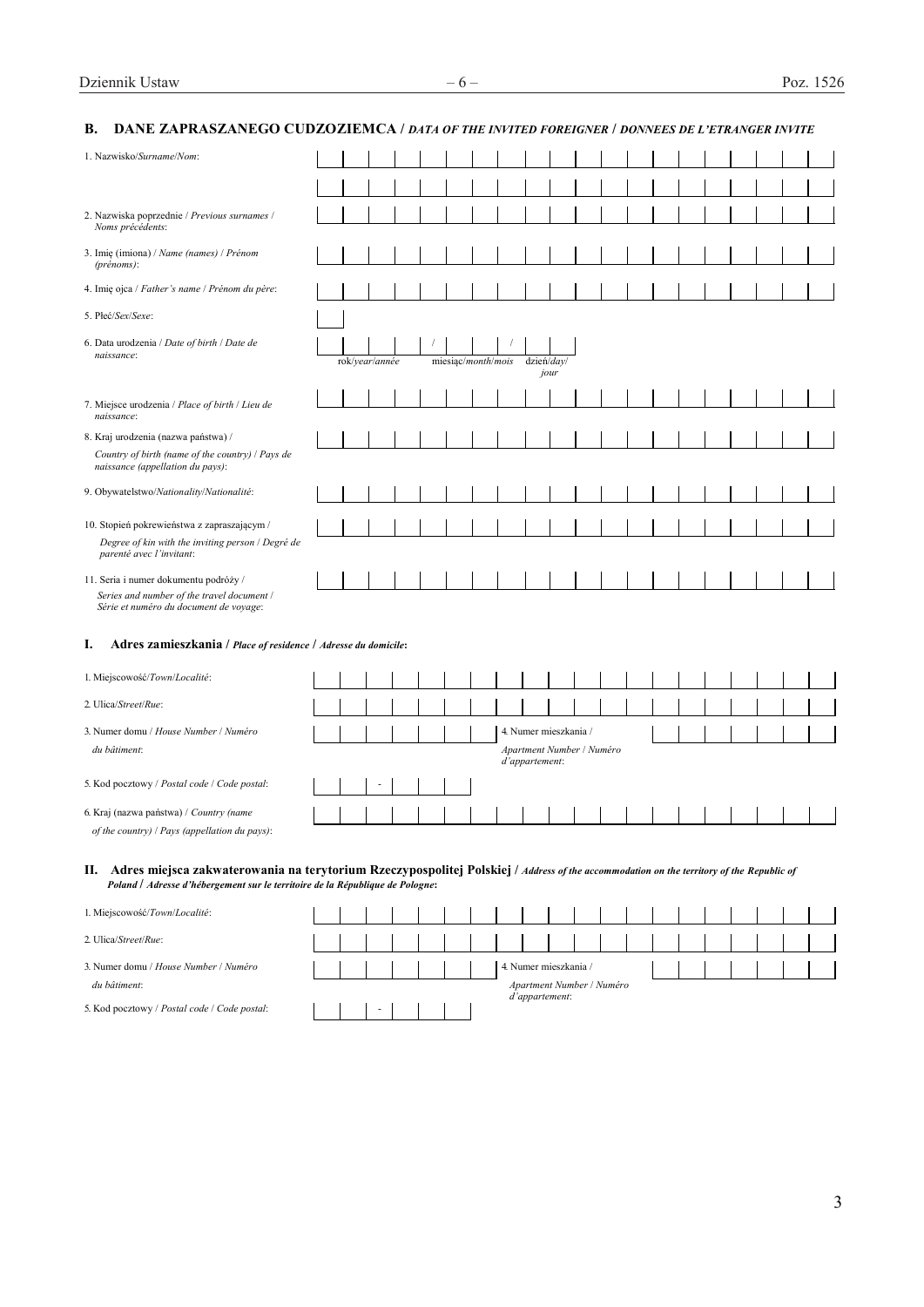## B. DANE ZAPRASZANEGO CUDZOZIEMCA / *DATA OF THE INVITED FOREIGNER* / *DONNEES DE L'ETRANGER INVITE*

1. Nazwisko/*Surname*/*Nom*:

2. Nazwiska poprzednie / *Previous surnames* / *Noms précédents*:

3. Imię (imiona) / *Name (names)* / *Prénom (prénoms)*:

4. Imię ojca / *Father's name* / *Prénom du père*:

5. Płeć/*Sex*/*Sexe*:

6. Data urodzenia / *Date of birth* / *Date de naissance*: rok/*year*/*année* / miesiąc/*month*/*mois* / dzień/*day*/*jour*

7. Miejsce urodzenia / *Place of birth* / *Lieu de naissance*:

8. Kraj urodzenia (nazwa państwa) / *Country of birth (name of the country)* / *Pays de naissance (appellation du pays)*:

9. Obywatelstwo/*Nationality*/*Nationalité*:

10. Stopień pokrewieństwa z zapraszającym / *Degree of kin with the inviting person* / *Degré de parenté avec l'invitant*:

11. Seria i numer dokumentu podróży / *Series and number of the travel document* / *Série et numéro du document de voyage*:

### I. Adres zamieszkania / *Place of residence* / *Adresse du domicile*:

1. Miejscowość/*Town*/*Localité*:

2. Ulica/*Street*/*Rue*:

3. Numer domu / *House Number* / *Numéro du bâtiment*:

4. Numer mieszkania / *Apartment Number* / *Numéro d'appartement*:

5. Kod pocztowy / *Postal code* / *Code postal*: -

6. Kraj (nazwa państwa) / *Country (name of the country)* / *Pays (appellation du pays)*:

### II. Adres miejsca zakwaterowania na terytorium Rzeczypospolitej Polskiej / *Address of the accommodation on the territory of the Republic of Poland* / *Adresse d'hébergement sur le territoire de la République de Pologne*:

1. Miejscowość/*Town*/*Localité*:

2. Ulica/*Street*/*Rue*:

3. Numer domu / *House Number* / *Numéro du bâtiment*:

4. Numer mieszkania / *Apartment Number* / *Numéro d'appartement*:

5. Kod pocztowy / *Postal code* / *Code postal*: -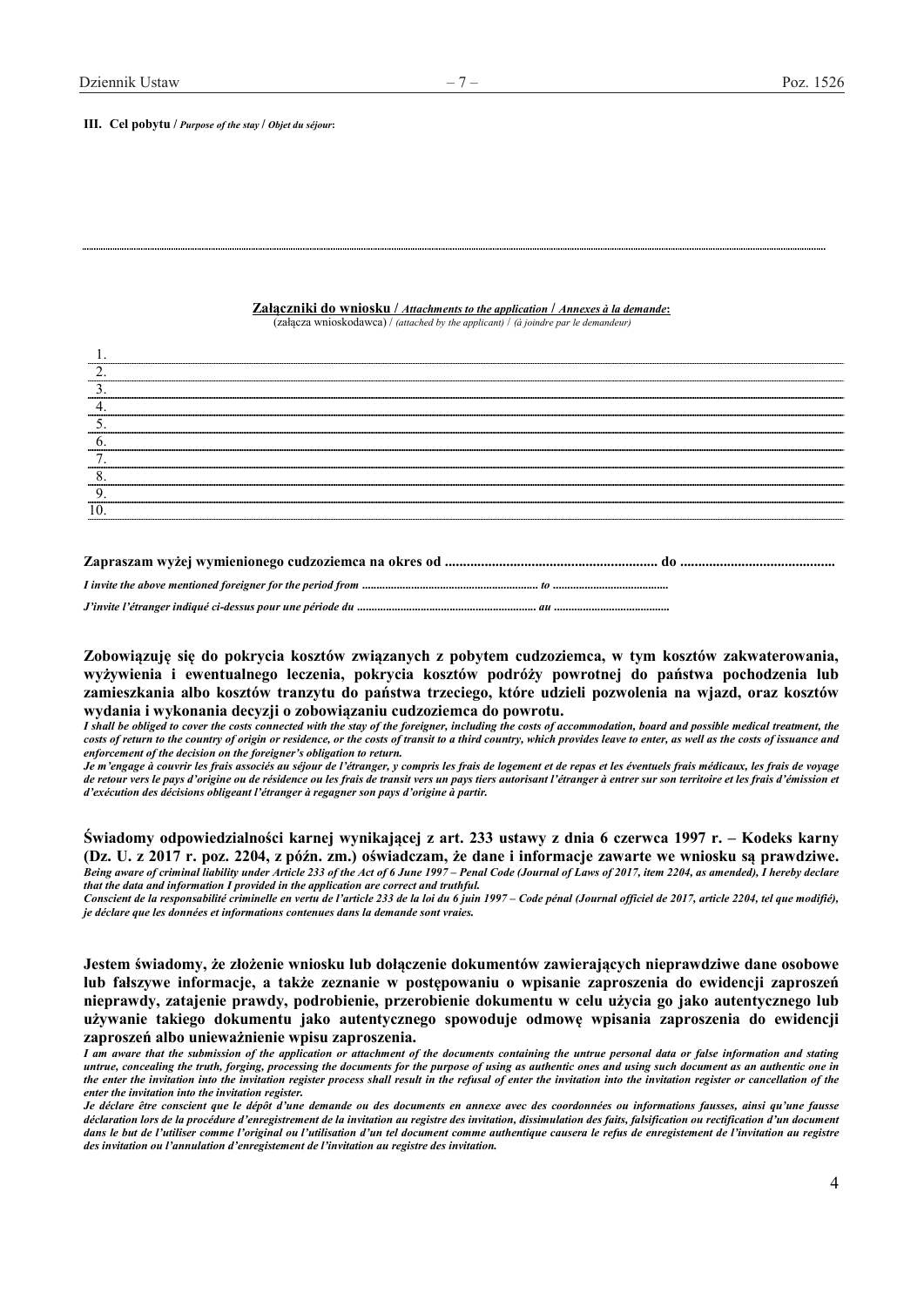**III. Cel pobytu /** ***Purpose of the stay*** **/** ***Objet du séjour*****:**

..............................................................................................................................................................................................................................................................................................

**Załączniki do wniosku /** ***Attachments to the application*** **/** ***Annexes à la demande*****:**
(załącza wnioskodawca) / *(attached by the applicant)* / *(à joindre par le demandeur)*

1. 
2. 
3. 
4. 
5. 
6. 
7. 
8. 
9. 
10. 

**Zapraszam wyżej wymienionego cudzoziemca na okres od ........................................................... do ..........................................**

***I invite the above mentioned foreigner for the period from ............................................................ to ........................................***

***J'invite l'étranger indiqué ci-dessus pour une période du ............................................................ au ........................................***

**Zobowiązuję się do pokrycia kosztów związanych z pobytem cudzoziemca, w tym kosztów zakwaterowania, wyżywienia i ewentualnego leczenia, pokrycia kosztów podróży powrotnej do państwa pochodzenia lub zamieszkania albo kosztów tranzytu do państwa trzeciego, które udzieli pozwolenia na wjazd, oraz kosztów wydania i wykonania decyzji o zobowiązaniu cudzoziemca do powrotu.**
***I shall be obliged to cover the costs connected with the stay of the foreigner, including the costs of accommodation, board and possible medical treatment, the costs of return to the country of origin or residence, or the costs of transit to a third country, which provides leave to enter, as well as the costs of issuance and enforcement of the decision on the foreigner's obligation to return.***
***Je m'engage à couvrir les frais associés au séjour de l'étranger, y compris les frais de logement et de repas et les éventuels frais médicaux, les frais de voyage de retour vers le pays d'origine ou de résidence ou les frais de transit vers un pays tiers autorisant l'étranger à entrer sur son territoire et les frais d'émission et d'exécution des décisions obligeant l'étranger à regagner son pays d'origine à partir.***

**Świadomy odpowiedzialności karnej wynikającej z art. 233 ustawy z dnia 6 czerwca 1997 r. – Kodeks karny (Dz. U. z 2017 r. poz. 2204, z późn. zm.) oświadczam, że dane i informacje zawarte we wniosku są prawdziwe.**
***Being aware of criminal liability under Article 233 of the Act of 6 June 1997 – Penal Code (Journal of Laws of 2017, item 2204, as amended), I hereby declare that the data and information I provided in the application are correct and truthful.***
***Conscient de la responsabilité criminelle en vertu de l'article 233 de la loi du 6 juin 1997 – Code pénal (Journal officiel de 2017, article 2204, tel que modifié), je déclare que les données et informations contenues dans la demande sont vraies.***

**Jestem świadomy, że złożenie wniosku lub dołączenie dokumentów zawierających nieprawdziwe dane osobowe lub fałszywe informacje, a także zeznanie w postępowaniu o wpisanie zaproszenia do ewidencji zaproszeń nieprawdy, zatajenie prawdy, podrobienie, przerobienie dokumentu w celu użycia go jako autentycznego lub używanie takiego dokumentu jako autentycznego spowoduje odmowę wpisania zaproszenia do ewidencji zaproszeń albo unieważnienie wpisu zaproszenia.**
***I am aware that the submission of the application or attachment of the documents containing the untrue personal data or false information and stating untrue, concealing the truth, forging, processing the documents for the purpose of using as authentic ones and using such document as an authentic one in the enter the invitation into the invitation register process shall result in the refusal of enter the invitation into the invitation register or cancellation of the enter the invitation into the invitation register.***
***Je déclare être conscient que le dépôt d'une demande ou des documents en annexe avec des coordonnées ou informations fausses, ainsi qu'une fausse déclaration lors de la procédure d'enregistrement de la invitation au registre des invitation, dissimulation des faits, falsification ou rectification d'un document dans le but de l'utiliser comme l'original ou l'utilisation d'un tel document comme authentique causera le refus de enregistement de l'invitation au registre des invitation ou l'annulation d'enregistement de l'invitation au registre des invitation.***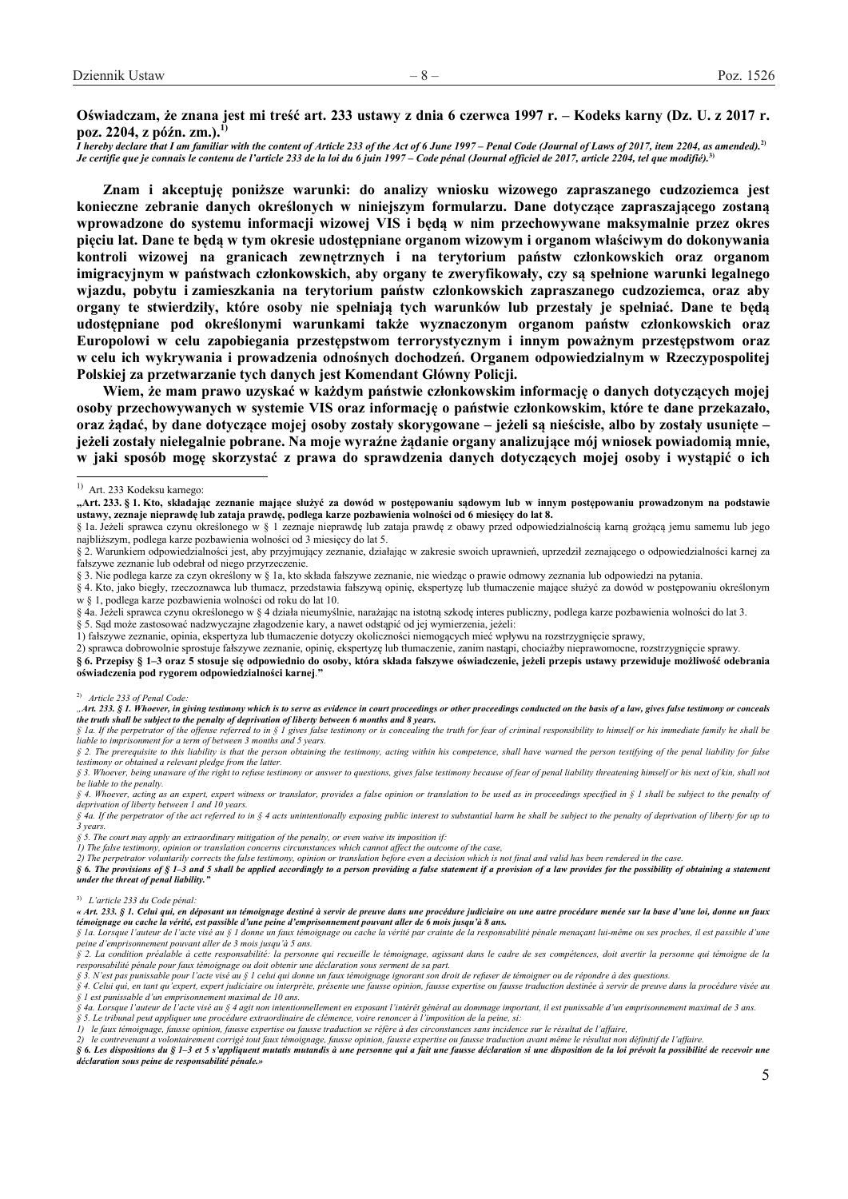**Oświadczam, że znana jest mi treść art. 233 ustawy z dnia 6 czerwca 1997 r. – Kodeks karny (Dz. U. z 2017 r. poz. 2204, z późn. zm.).**[1)]

***I hereby declare that I am familiar with the content of Article 233 of the Act of 6 June 1997 – Penal Code (Journal of Laws of 2017, item 2204, as amended).***[2)]
***Je certifie que je connais le contenu de l'article 233 de la loi du 6 juin 1997 – Code pénal (Journal officiel de 2017, article 2204, tel que modifié).***[3)]

**Znam i akceptuję poniższe warunki: do analizy wniosku wizowego zapraszanego cudzoziemca jest konieczne zebranie danych określonych w niniejszym formularzu. Dane dotyczące zapraszającego zostaną wprowadzone do systemu informacji wizowej VIS i będą w nim przechowywane maksymalnie przez okres pięciu lat. Dane te będą w tym okresie udostępniane organom wizowym i organom właściwym do dokonywania kontroli wizowej na granicach zewnętrznych i na terytorium państw członkowskich oraz organom imigracyjnym w państwach członkowskich, aby organy te zweryfikowały, czy są spełnione warunki legalnego wjazdu, pobytu i zamieszkania na terytorium państw członkowskich zapraszanego cudzoziemca, oraz aby organy te stwierdziły, które osoby nie spełniają tych warunków lub przestały je spełniać. Dane te będą udostępniane pod określonymi warunkami także wyznaczonym organom państw członkowskich oraz Europolowi w celu zapobiegania przestępstwom terrorystycznym i innym poważnym przestępstwom oraz w celu ich wykrywania i prowadzenia odnośnych dochodzeń. Organem odpowiedzialnym w Rzeczypospolitej Polskiej za przetwarzanie tych danych jest Komendant Główny Policji.**

**Wiem, że mam prawo uzyskać w każdym państwie członkowskim informację o danych dotyczących mojej osoby przechowywanych w systemie VIS oraz informację o państwie członkowskim, które te dane przekazało, oraz żądać, by dane dotyczące mojej osoby zostały skorygowane – jeżeli są nieścisłe, albo by zostały usunięte – jeżeli zostały nielegalnie pobrane. Na moje wyraźne żądanie organy analizujące mój wniosek powiadomią mnie, w jaki sposób mogę skorzystać z prawa do sprawdzenia danych dotyczących mojej osoby i wystąpić o ich**

---

[1)] Art. 233 Kodeksu karnego:

**„Art. 233. § 1. Kto, składając zeznanie mające służyć za dowód w postępowaniu sądowym lub w innym postępowaniu prowadzonym na podstawie ustawy, zeznaje nieprawdę lub zataja prawdę, podlega karze pozbawienia wolności od 6 miesięcy do lat 8.**

§ 1a. Jeżeli sprawca czynu określonego w § 1 zeznaje nieprawdę lub zataja prawdę z obawy przed odpowiedzialnością karną grożącą jemu samemu lub jego najbliższym, podlega karze pozbawienia wolności od 3 miesięcy do lat 5.

§ 2. Warunkiem odpowiedzialności jest, aby przyjmujący zeznanie, działając w zakresie swoich uprawnień, uprzedził zeznającego o odpowiedzialności karnej za fałszywe zeznanie lub odebrał od niego przyrzeczenie.

§ 3. Nie podlega karze za czyn określony w § 1a, kto składa fałszywe zeznanie, nie wiedząc o prawie odmowy zeznania lub odpowiedzi na pytania.

§ 4. Kto, jako biegły, rzeczoznawca lub tłumacz, przedstawia fałszywą opinię, ekspertyzę lub tłumaczenie mające służyć za dowód w postępowaniu określonym w § 1, podlega karze pozbawienia wolności od roku do lat 10.

§ 4a. Jeżeli sprawca czynu określonego w § 4 działa nieumyślnie, narażając na istotną szkodę interes publiczny, podlega karze pozbawienia wolności do lat 3.

§ 5. Sąd może zastosować nadzwyczajne złagodzenie kary, a nawet odstąpić od jej wymierzenia, jeżeli:

1) fałszywe zeznanie, opinia, ekspertyza lub tłumaczenie dotyczy okoliczności niemogących mieć wpływu na rozstrzygnięcie sprawy,

2) sprawca dobrowolnie sprostuje fałszywe zeznanie, opinię, ekspertyzę lub tłumaczenie, zanim nastąpi, chociażby nieprawomocne, rozstrzygnięcie sprawy.

**§ 6. Przepisy § 1–3 oraz 5 stosuje się odpowiednio do osoby, która składa fałszywe oświadczenie, jeżeli przepis ustawy przewiduje możliwość odebrania oświadczenia pod rygorem odpowiedzialności karnej.”**

[2)] *Article 233 of Penal Code:*

***„Art. 233. § 1. Whoever, in giving testimony which is to serve as evidence in court proceedings or other proceedings conducted on the basis of a law, gives false testimony or conceals the truth shall be subject to the penalty of deprivation of liberty between 6 months and 8 years.***

*§ 1a. If the perpetrator of the offense referred to in § 1 gives false testimony or is concealing the truth for fear of criminal responsibility to himself or his immediate family he shall be liable to imprisonment for a term of between 3 months and 5 years.*

*§ 2. The prerequisite to this liability is that the person obtaining the testimony, acting within his competence, shall have warned the person testifying of the penal liability for false testimony or obtained a relevant pledge from the latter.*

*§ 3. Whoever, being unaware of the right to refuse testimony or answer to questions, gives false testimony because of fear of penal liability threatening himself or his next of kin, shall not be liable to the penalty.*

*§ 4. Whoever, acting as an expert, expert witness or translator, provides a false opinion or translation to be used as in proceedings specified in § 1 shall be subject to the penalty of deprivation of liberty between 1 and 10 years.*

*§ 4a. If the perpetrator of the act referred to in § 4 acts unintentionally exposing public interest to substantial harm he shall be subject to the penalty of deprivation of liberty for up to 3 years.*

*§ 5. The court may apply an extraordinary mitigation of the penalty, or even waive its imposition if:*

*1) The false testimony, opinion or translation concerns circumstances which cannot affect the outcome of the case,*

*2) The perpetrator voluntarily corrects the false testimony, opinion or translation before even a decision which is not final and valid has been rendered in the case.*

***§ 6. The provisions of § 1–3 and 5 shall be applied accordingly to a person providing a false statement if a provision of a law provides for the possibility of obtaining a statement under the threat of penal liability."***

[3)] *L'article 233 du Code pénal:*

***« Art. 233. § 1. Celui qui, en déposant un témoignage destiné à servir de preuve dans une procédure judiciaire ou une autre procédure menée sur la base d'une loi, donne un faux témoignage ou cache la vérité, est passible d'une peine d'emprisonnement pouvant aller de 6 mois jusqu'à 8 ans.***

*§ 1a. Lorsque l'auteur de l'acte visé au § 1 donne un faux témoignage ou cache la vérité par crainte de la responsabilité pénale menaçant lui-même ou ses proches, il est passible d'une peine d'emprisonnement pouvant aller de 3 mois jusqu'à 5 ans.*

*§ 2. La condition préalable à cette responsabilité: la personne qui recueille le témoignage, agissant dans le cadre de ses compétences, doit avertir la personne qui témoigne de la responsabilité pénale pour faux témoignage ou doit obtenir une déclaration sous serment de sa part.*

*§ 3. N'est pas punissable pour l'acte visé au § 1 celui qui donne un faux témoignage ignorant son droit de refuser de témoigner ou de répondre à des questions.*

*§ 4. Celui qui, en tant qu'expert, expert judiciaire ou interprète, présente une fausse opinion, fausse expertise ou fausse traduction destinée à servir de preuve dans la procédure visée au § 1 est punissable d'un emprisonnement maximal de 10 ans.*

*§ 4a. Lorsque l'auteur de l'acte visé au § 4 agit non intentionnellement en exposant l'intérêt général au dommage important, il est punissable d'un emprisonnement maximal de 3 ans.*

*§ 5. Le tribunal peut appliquer une procédure extraordinaire de clémence, voire renoncer à l'imposition de la peine, si:*

*1) le faux témoignage, fausse opinion, fausse expertise ou fausse traduction se réfère à des circonstances sans incidence sur le résultat de l'affaire,*

*2) le contrevenant a volontairement corrigé tout faux témoignage, fausse opinion, fausse expertise ou fausse traduction avant même le résultat non définitif de l'affaire.*

***§ 6. Les dispositions du § 1–3 et 5 s'appliquent mutatis mutandis à une personne qui a fait une fausse déclaration si une disposition de la loi prévoit la possibilité de recevoir une déclaration sous peine de responsabilité pénale.»***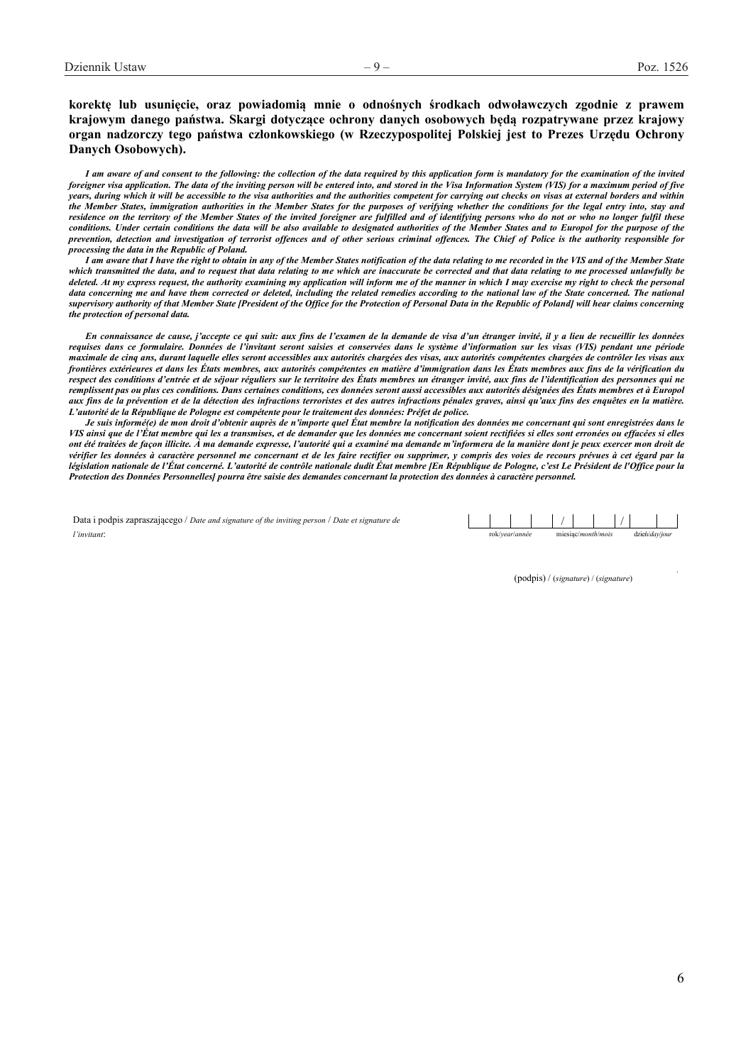**korektę lub usunięcie, oraz powiadomią mnie o odnośnych środkach odwoławczych zgodnie z prawem krajowym danego państwa. Skargi dotyczące ochrony danych osobowych będą rozpatrywane przez krajowy organ nadzorczy tego państwa członkowskiego (w Rzeczypospolitej Polskiej jest to Prezes Urzędu Ochrony Danych Osobowych).**

***I am aware of and consent to the following: the collection of the data required by this application form is mandatory for the examination of the invited foreigner visa application. The data of the inviting person will be entered into, and stored in the Visa Information System (VIS) for a maximum period of five years, during which it will be accessible to the visa authorities and the authorities competent for carrying out checks on visas at external borders and within the Member States, immigration authorities in the Member States for the purposes of verifying whether the conditions for the legal entry into, stay and residence on the territory of the Member States of the invited foreigner are fulfilled and of identifying persons who do not or who no longer fulfil these conditions. Under certain conditions the data will be also available to designated authorities of the Member States and to Europol for the purpose of the prevention, detection and investigation of terrorist offences and of other serious criminal offences. The Chief of Police is the authority responsible for processing the data in the Republic of Poland.***

***I am aware that I have the right to obtain in any of the Member States notification of the data relating to me recorded in the VIS and of the Member State which transmitted the data, and to request that data relating to me which are inaccurate be corrected and that data relating to me processed unlawfully be deleted. At my express request, the authority examining my application will inform me of the manner in which I may exercise my right to check the personal data concerning me and have them corrected or deleted, including the related remedies according to the national law of the State concerned. The national supervisory authority of that Member State [President of the Office for the Protection of Personal Data in the Republic of Poland] will hear claims concerning the protection of personal data.***

***En connaissance de cause, j'accepte ce qui suit: aux fins de l'examen de la demande de visa d'un étranger invité, il y a lieu de recueillir les données requises dans ce formulaire. Données de l'invitant seront saisies et conservées dans le système d'information sur les visas (VIS) pendant une période maximale de cinq ans, durant laquelle elles seront accessibles aux autorités chargées des visas, aux autorités compétentes chargées de contrôler les visas aux frontières extérieures et dans les États membres, aux autorités compétentes en matière d'immigration dans les États membres aux fins de la vérification du respect des conditions d'entrée et de séjour réguliers sur le territoire des États membres un étranger invité, aux fins de l'identification des personnes qui ne remplissent pas ou plus ces conditions. Dans certaines conditions, ces données seront aussi accessibles aux autorités désignées des États membres et à Europol aux fins de la prévention et de la détection des infractions terroristes et des autres infractions pénales graves, ainsi qu'aux fins des enquêtes en la matière. L'autorité de la République de Pologne est compétente pour le traitement des données: Préfet de police.***

***Je suis informé(e) de mon droit d'obtenir auprès de n'importe quel État membre la notification des données me concernant qui sont enregistrées dans le VIS ainsi que de l'État membre qui les a transmises, et de demander que les données me concernant soient rectifiées si elles sont erronées ou effacées si elles ont été traitées de façon illicite. À ma demande expresse, l'autorité qui a examiné ma demande m'informera de la manière dont je peux exercer mon droit de vérifier les données à caractère personnel me concernant et de les faire rectifier ou supprimer, y compris des voies de recours prévues à cet égard par la législation nationale de l'État concerné. L'autorité de contrôle nationale dudit État membre [En République de Pologne, c'est Le Président de l'Office pour la Protection des Données Personnelles] pourra être saisie des demandes concernant la protection des données à caractère personnel.***

Data i podpis zapraszającego / *Date and signature of the inviting person* / *Date et signature de l'invitant*:

| | | | | / | | | / | | |
|---|---|---|---|---|---|---|---|---|---|
| rok/*year*/*année* | | | | miesiąc/*month*/*mois* | | | dzień/*day*/*jour* | | |

(podpis) / (*signature*) / (*signature*)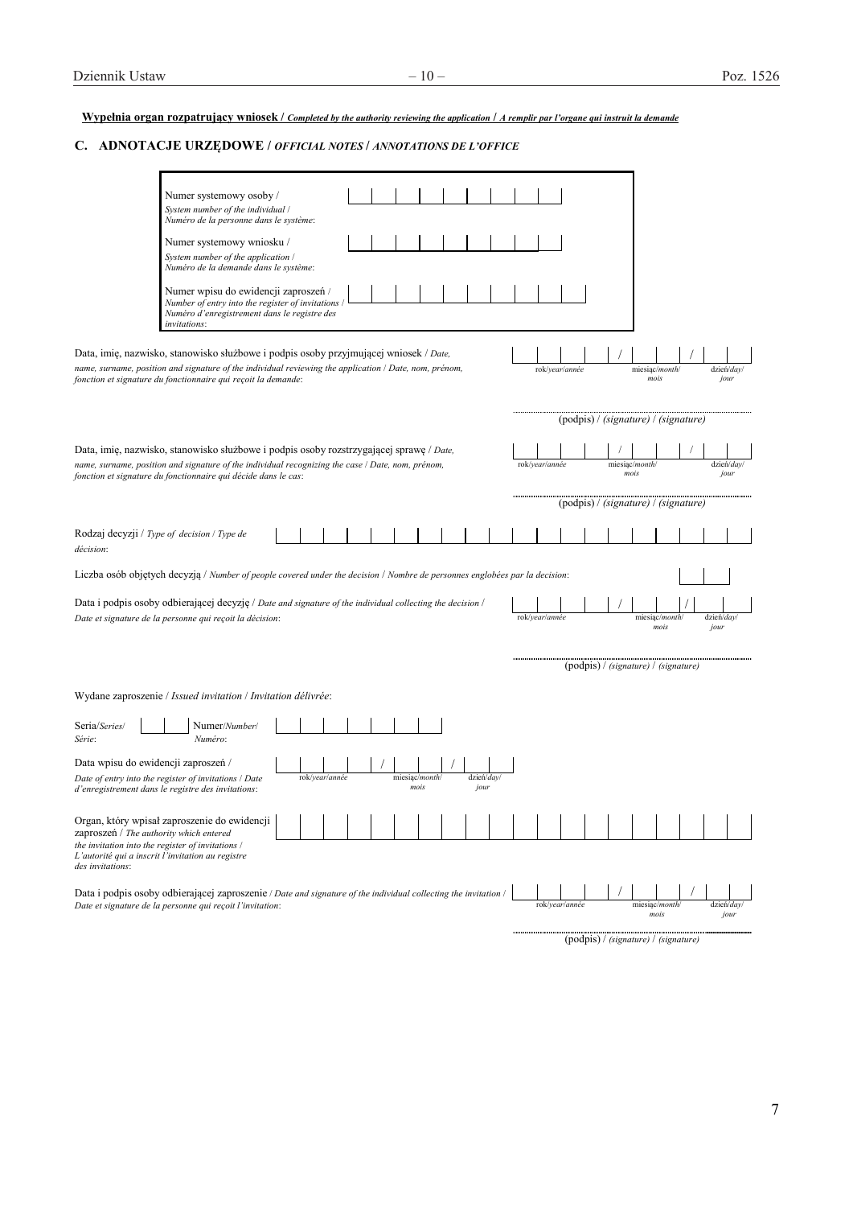**Wypełnia organ rozpatrujący wniosek /** ***Completed by the authority reviewing the application*** **/** ***A remplir par l'organe qui instruit la demande***

## C. ADNOTACJE URZĘDOWE / *OFFICIAL NOTES* / *ANNOTATIONS DE L'OFFICE*

Numer systemowy osoby / *System number of the individual* / *Numéro de la personne dans le système*:

Numer systemowy wniosku / *System number of the application* / *Numéro de la demande dans le système*:

Numer wpisu do ewidencji zaproszeń / *Number of entry into the register of invitations* / *Numéro d'enregistrement dans le registre des invitations*:

Data, imię, nazwisko, stanowisko służbowe i podpis osoby przyjmującej wniosek / *Date, name, surname, position and signature of the individual reviewing the application* / *Date, nom, prénom, fonction et signature du fonctionnaire qui reçoit la demande*:

rok/*year*/*année* / miesiąc/*month*/*mois* / dzień/*day*/*jour*

(podpis) / *(signature)* / *(signature)*

Data, imię, nazwisko, stanowisko służbowe i podpis osoby rozstrzygającej sprawę / *Date, name, surname, position and signature of the individual recognizing the case* / *Date, nom, prénom, fonction et signature du fonctionnaire qui décide dans le cas*:

rok/*year*/*année* / miesiąc/*month*/*mois* / dzień/*day*/*jour*

(podpis) / *(signature)* / *(signature)*

Rodzaj decyzji / *Type of decision* / *Type de décision*:

Liczba osób objętych decyzją / *Number of people covered under the decision* / *Nombre de personnes englobées par la decision*:

Data i podpis osoby odbierającej decyzję / *Date and signature of the individual collecting the decision* / *Date et signature de la personne qui reçoit la décision*:

rok/*year*/*année* / miesiąc/*month*/*mois* / dzień/*day*/*jour*

(podpis) / *(signature)* / *(signature)*

Wydane zaproszenie / *Issued invitation* / *Invitation délivrée*:

Seria/*Series*/*Série*: Numer/*Number*/*Numéro*:

Data wpisu do ewidencji zaproszeń / *Date of entry into the register of invitations* / *Date d'enregistrement dans le registre des invitations*:

rok/*year*/*année* / miesiąc/*month*/*mois* / dzień/*day*/*jour*

Organ, który wpisał zaproszenie do ewidencji zaproszeń / *The authority which entered the invitation into the register of invitations* / *L'autorité qui a inscrit l'invitation au registre des invitations*:

Data i podpis osoby odbierającej zaproszenie / *Date and signature of the individual collecting the invitation* / *Date et signature de la personne qui reçoit l'invitation*:

rok/*year*/*année* / miesiąc/*month*/*mois* / dzień/*day*/*jour*

(podpis) / *(signature)* / *(signature)*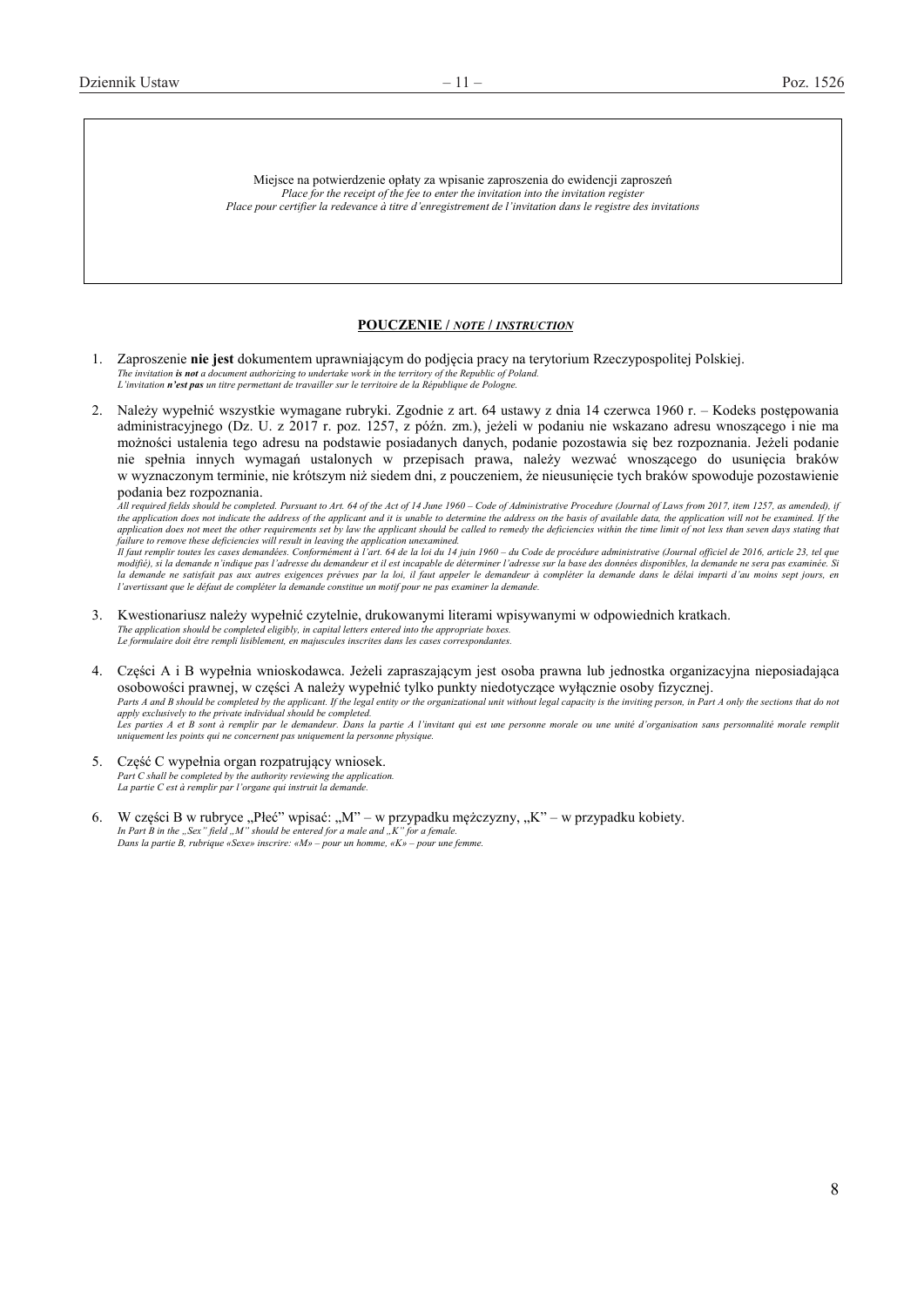Miejsce na potwierdzenie opłaty za wpisanie zaproszenia do ewidencji zaproszeń
*Place for the receipt of the fee to enter the invitation into the invitation register*
*Place pour certifier la redevance à titre d'enregistrement de l'invitation dans le registre des invitations*

**POUCZENIE / *NOTE* / *INSTRUCTION***

1. Zaproszenie **nie jest** dokumentem uprawniającym do podjęcia pracy na terytorium Rzeczypospolitej Polskiej.
*The invitation **is not** a document authorizing to undertake work in the territory of the Republic of Poland.*
*L'invitation **n'est pas** un titre permettant de travailler sur le territoire de la République de Pologne.*

2. Należy wypełnić wszystkie wymagane rubryki. Zgodnie z art. 64 ustawy z dnia 14 czerwca 1960 r. – Kodeks postępowania administracyjnego (Dz. U. z 2017 r. poz. 1257, z późn. zm.), jeżeli w podaniu nie wskazano adresu wnoszącego i nie ma możności ustalenia tego adresu na podstawie posiadanych danych, podanie pozostawia się bez rozpoznania. Jeżeli podanie nie spełnia innych wymagań ustalonych w przepisach prawa, należy wezwać wnoszącego do usunięcia braków w wyznaczonym terminie, nie krótszym niż siedem dni, z pouczeniem, że nieusunięcie tych braków spowoduje pozostawienie podania bez rozpoznania.
*All required fields should be completed. Pursuant to Art. 64 of the Act of 14 June 1960 – Code of Administrative Procedure (Journal of Laws from 2017, item 1257, as amended), if the application does not indicate the address of the applicant and it is unable to determine the address on the basis of available data, the application will not be examined. If the application does not meet the other requirements set by law the applicant should be called to remedy the deficiencies within the time limit of not less than seven days stating that failure to remove these deficiencies will result in leaving the application unexamined.*
*Il faut remplir toutes les cases demandées. Conformément à l'art. 64 de la loi du 14 juin 1960 – du Code de procédure administrative (Journal officiel de 2016, article 23, tel que modifié), si la demande n'indique pas l'adresse du demandeur et il est incapable de déterminer l'adresse sur la base des données disponibles, la demande ne sera pas examinée. Si la demande ne satisfait pas aux autres exigences prévues par la loi, il faut appeler le demandeur à compléter la demande dans le délai imparti d'au moins sept jours, en l'avertissant que le défaut de compléter la demande constitue un motif pour ne pas examiner la demande.*

3. Kwestionariusz należy wypełnić czytelnie, drukowanymi literami wpisywanymi w odpowiednich kratkach.
*The application should be completed eligibly, in capital letters entered into the appropriate boxes.*
*Le formulaire doit être rempli lisiblement, en majuscules inscrites dans les cases correspondantes.*

4. Części A i B wypełnia wnioskodawca. Jeżeli zapraszającym jest osoba prawna lub jednostka organizacyjna nieposiadająca osobowości prawnej, w części A należy wypełnić tylko punkty niedotyczące wyłącznie osoby fizycznej.
*Parts A and B should be completed by the applicant. If the legal entity or the organizational unit without legal capacity is the inviting person, in Part A only the sections that do not apply exclusively to the private individual should be completed.*
*Les parties A et B sont à remplir par le demandeur. Dans la partie A l'invitant qui est une personne morale ou une unité d'organisation sans personnalité morale remplit uniquement les points qui ne concernent pas uniquement la personne physique.*

5. Część C wypełnia organ rozpatrujący wniosek.
*Part C shall be completed by the authority reviewing the application.*
*La partie C est à remplir par l'organe qui instruit la demande.*

6. W części B w rubryce „Płeć" wpisać: „M" – w przypadku mężczyzny, „K" – w przypadku kobiety.
*In Part B in the „Sex" field „M" should be entered for a male and „K" for a female.*
*Dans la partie B, rubrique «Sexe» inscrire: «M» – pour un homme, «K» – pour une femme.*